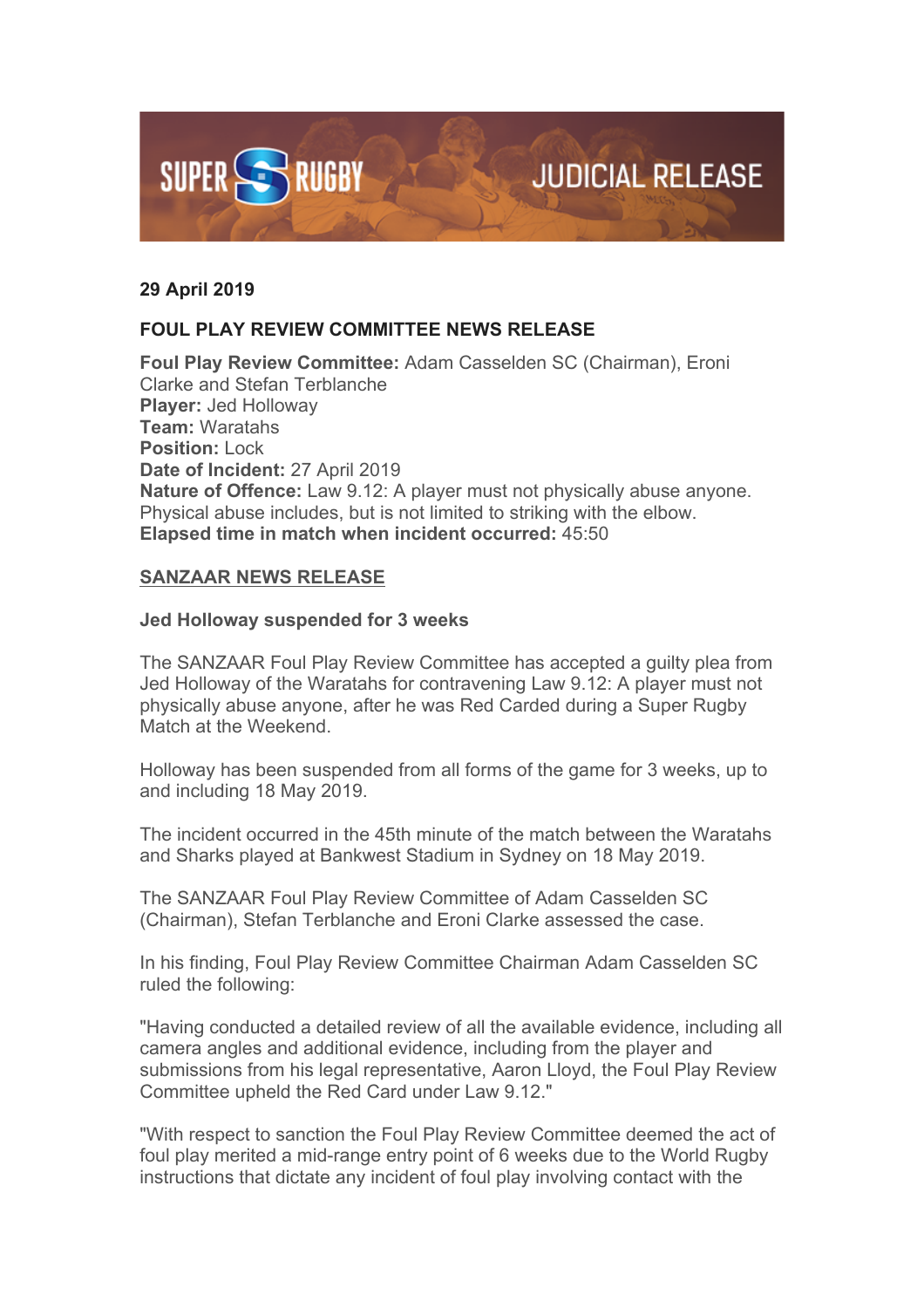SUPER RUGBY JUDICIAL RELEASE

**29 April 2019**

**FOUL PLAY REVIEW COMMITTEE NEWS RELEASE**

**Foul Play Review Committee:** Adam Casselden SC (Chairman), Eroni Clarke and Stefan Terblanche
**Player:** Jed Holloway
**Team:** Waratahs
**Position:** Lock
**Date of Incident:** 27 April 2019
**Nature of Offence:** Law 9.12: A player must not physically abuse anyone. Physical abuse includes, but is not limited to striking with the elbow.
**Elapsed time in match when incident occurred:** 45:50

**SANZAAR NEWS RELEASE**

**Jed Holloway suspended for 3 weeks**

The SANZAAR Foul Play Review Committee has accepted a guilty plea from Jed Holloway of the Waratahs for contravening Law 9.12: A player must not physically abuse anyone, after he was Red Carded during a Super Rugby Match at the Weekend.

Holloway has been suspended from all forms of the game for 3 weeks, up to and including 18 May 2019.

The incident occurred in the 45th minute of the match between the Waratahs and Sharks played at Bankwest Stadium in Sydney on 18 May 2019.

The SANZAAR Foul Play Review Committee of Adam Casselden SC (Chairman), Stefan Terblanche and Eroni Clarke assessed the case.

In his finding, Foul Play Review Committee Chairman Adam Casselden SC ruled the following:

"Having conducted a detailed review of all the available evidence, including all camera angles and additional evidence, including from the player and submissions from his legal representative, Aaron Lloyd, the Foul Play Review Committee upheld the Red Card under Law 9.12."

"With respect to sanction the Foul Play Review Committee deemed the act of foul play merited a mid-range entry point of 6 weeks due to the World Rugby instructions that dictate any incident of foul play involving contact with the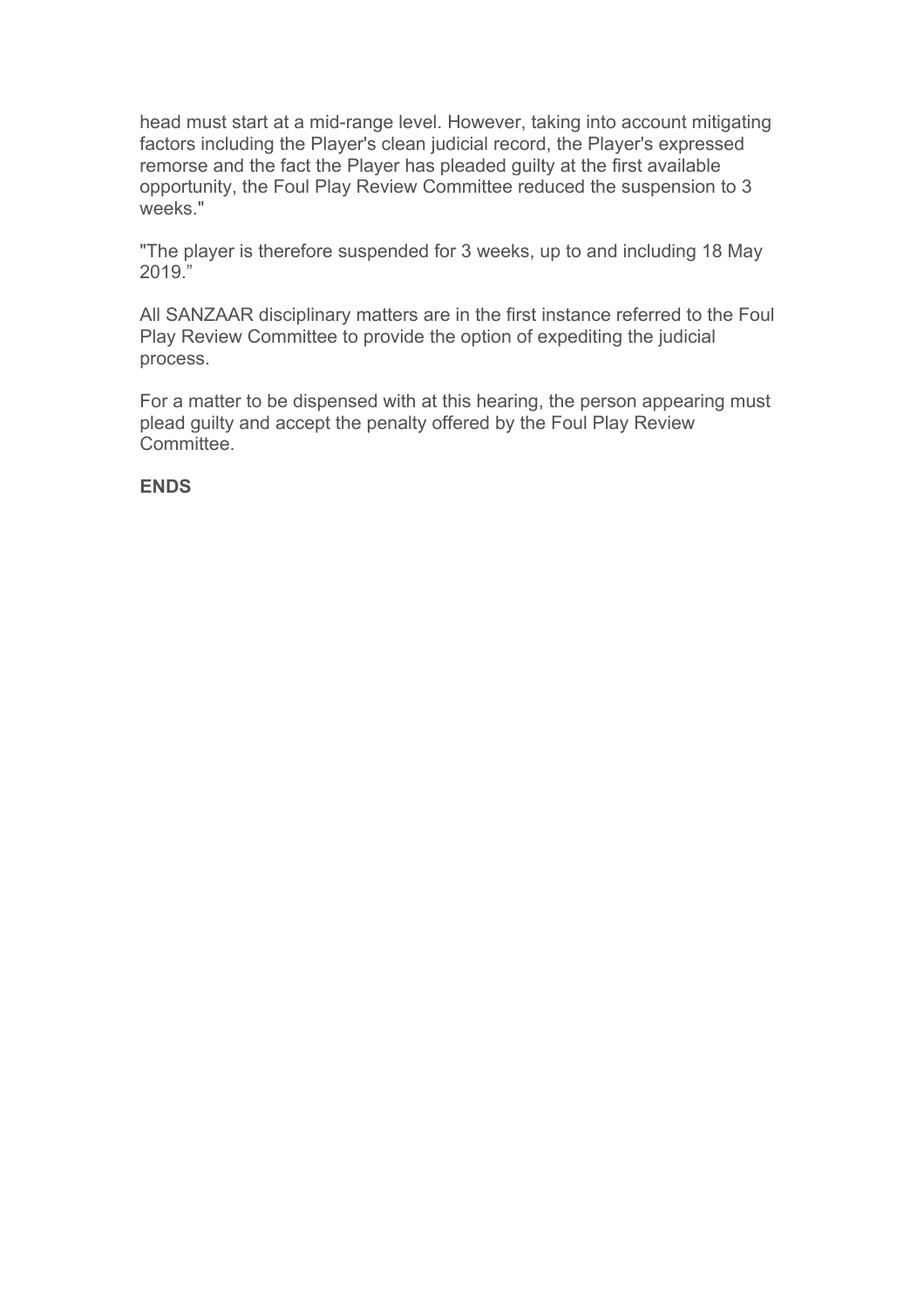head must start at a mid-range level. However, taking into account mitigating factors including the Player's clean judicial record, the Player's expressed remorse and the fact the Player has pleaded guilty at the first available opportunity, the Foul Play Review Committee reduced the suspension to 3 weeks."

"The player is therefore suspended for 3 weeks, up to and including 18 May 2019."

All SANZAAR disciplinary matters are in the first instance referred to the Foul Play Review Committee to provide the option of expediting the judicial process.

For a matter to be dispensed with at this hearing, the person appearing must plead guilty and accept the penalty offered by the Foul Play Review Committee.

**ENDS**